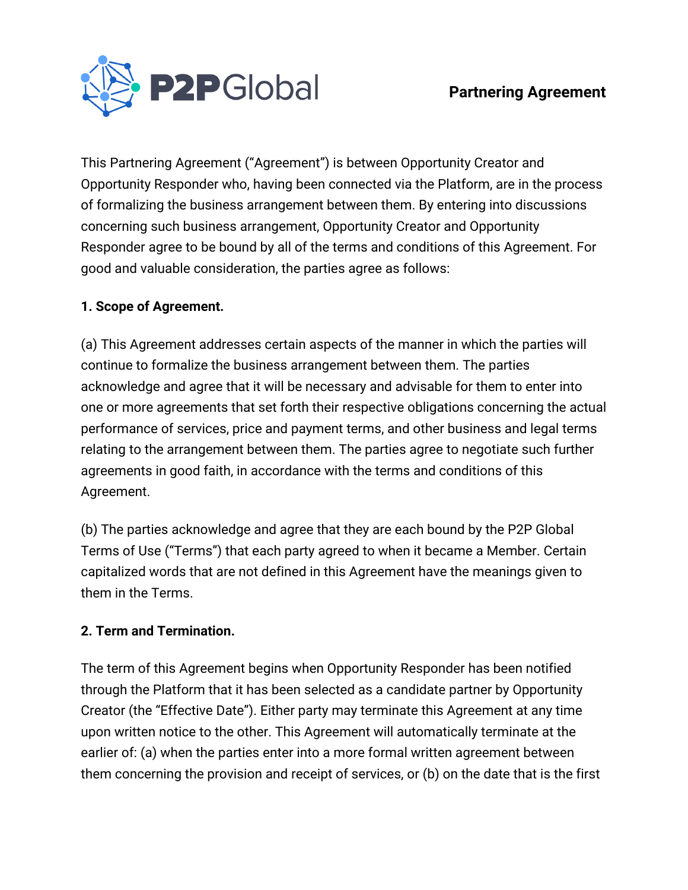P2P Global

# Partnering Agreement

This Partnering Agreement ("Agreement") is between Opportunity Creator and Opportunity Responder who, having been connected via the Platform, are in the process of formalizing the business arrangement between them. By entering into discussions concerning such business arrangement, Opportunity Creator and Opportunity Responder agree to be bound by all of the terms and conditions of this Agreement. For good and valuable consideration, the parties agree as follows:

**1. Scope of Agreement.**

(a) This Agreement addresses certain aspects of the manner in which the parties will continue to formalize the business arrangement between them. The parties acknowledge and agree that it will be necessary and advisable for them to enter into one or more agreements that set forth their respective obligations concerning the actual performance of services, price and payment terms, and other business and legal terms relating to the arrangement between them. The parties agree to negotiate such further agreements in good faith, in accordance with the terms and conditions of this Agreement.

(b) The parties acknowledge and agree that they are each bound by the P2P Global Terms of Use ("Terms") that each party agreed to when it became a Member. Certain capitalized words that are not defined in this Agreement have the meanings given to them in the Terms.

**2. Term and Termination.**

The term of this Agreement begins when Opportunity Responder has been notified through the Platform that it has been selected as a candidate partner by Opportunity Creator (the "Effective Date"). Either party may terminate this Agreement at any time upon written notice to the other. This Agreement will automatically terminate at the earlier of: (a) when the parties enter into a more formal written agreement between them concerning the provision and receipt of services, or (b) on the date that is the first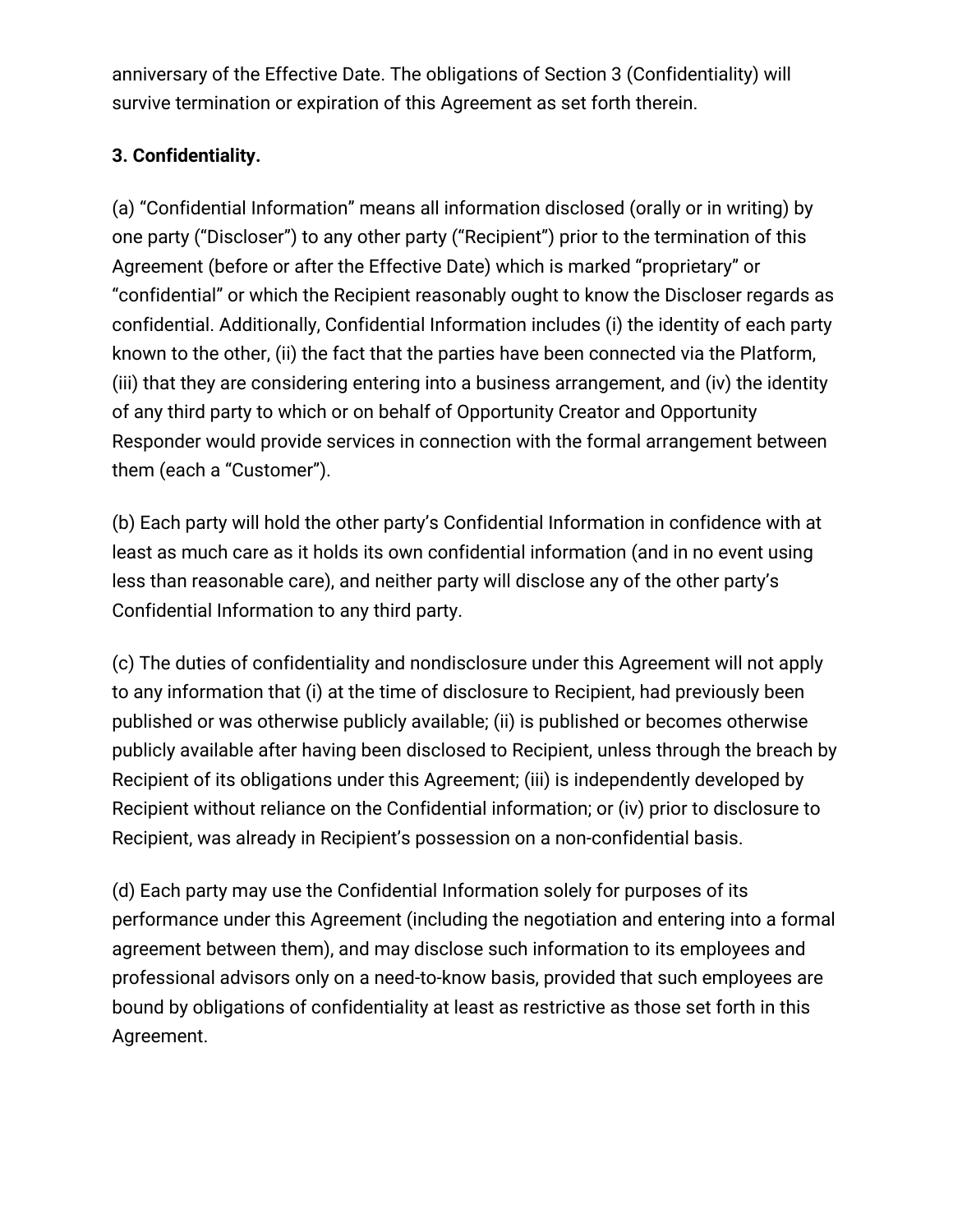anniversary of the Effective Date. The obligations of Section 3 (Confidentiality) will survive termination or expiration of this Agreement as set forth therein.

**3. Confidentiality.**

(a) “Confidential Information” means all information disclosed (orally or in writing) by one party (“Discloser”) to any other party (“Recipient”) prior to the termination of this Agreement (before or after the Effective Date) which is marked “proprietary” or “confidential” or which the Recipient reasonably ought to know the Discloser regards as confidential. Additionally, Confidential Information includes (i) the identity of each party known to the other, (ii) the fact that the parties have been connected via the Platform, (iii) that they are considering entering into a business arrangement, and (iv) the identity of any third party to which or on behalf of Opportunity Creator and Opportunity Responder would provide services in connection with the formal arrangement between them (each a “Customer”).

(b) Each party will hold the other party’s Confidential Information in confidence with at least as much care as it holds its own confidential information (and in no event using less than reasonable care), and neither party will disclose any of the other party’s Confidential Information to any third party.

(c) The duties of confidentiality and nondisclosure under this Agreement will not apply to any information that (i) at the time of disclosure to Recipient, had previously been published or was otherwise publicly available; (ii) is published or becomes otherwise publicly available after having been disclosed to Recipient, unless through the breach by Recipient of its obligations under this Agreement; (iii) is independently developed by Recipient without reliance on the Confidential information; or (iv) prior to disclosure to Recipient, was already in Recipient’s possession on a non-confidential basis.

(d) Each party may use the Confidential Information solely for purposes of its performance under this Agreement (including the negotiation and entering into a formal agreement between them), and may disclose such information to its employees and professional advisors only on a need-to-know basis, provided that such employees are bound by obligations of confidentiality at least as restrictive as those set forth in this Agreement.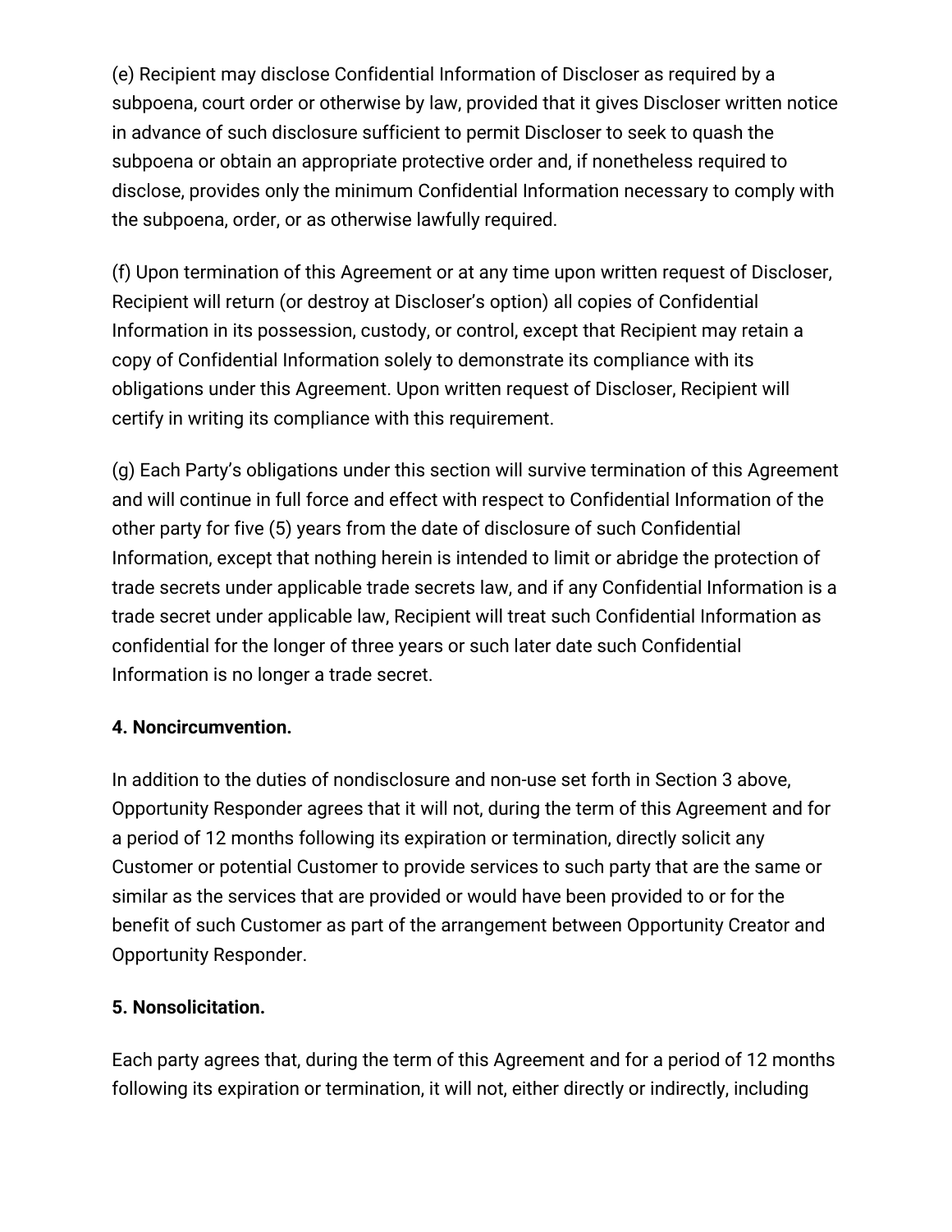(e) Recipient may disclose Confidential Information of Discloser as required by a subpoena, court order or otherwise by law, provided that it gives Discloser written notice in advance of such disclosure sufficient to permit Discloser to seek to quash the subpoena or obtain an appropriate protective order and, if nonetheless required to disclose, provides only the minimum Confidential Information necessary to comply with the subpoena, order, or as otherwise lawfully required.

(f) Upon termination of this Agreement or at any time upon written request of Discloser, Recipient will return (or destroy at Discloser's option) all copies of Confidential Information in its possession, custody, or control, except that Recipient may retain a copy of Confidential Information solely to demonstrate its compliance with its obligations under this Agreement. Upon written request of Discloser, Recipient will certify in writing its compliance with this requirement.

(g) Each Party's obligations under this section will survive termination of this Agreement and will continue in full force and effect with respect to Confidential Information of the other party for five (5) years from the date of disclosure of such Confidential Information, except that nothing herein is intended to limit or abridge the protection of trade secrets under applicable trade secrets law, and if any Confidential Information is a trade secret under applicable law, Recipient will treat such Confidential Information as confidential for the longer of three years or such later date such Confidential Information is no longer a trade secret.

**4. Noncircumvention.**

In addition to the duties of nondisclosure and non-use set forth in Section 3 above, Opportunity Responder agrees that it will not, during the term of this Agreement and for a period of 12 months following its expiration or termination, directly solicit any Customer or potential Customer to provide services to such party that are the same or similar as the services that are provided or would have been provided to or for the benefit of such Customer as part of the arrangement between Opportunity Creator and Opportunity Responder.

**5. Nonsolicitation.**

Each party agrees that, during the term of this Agreement and for a period of 12 months following its expiration or termination, it will not, either directly or indirectly, including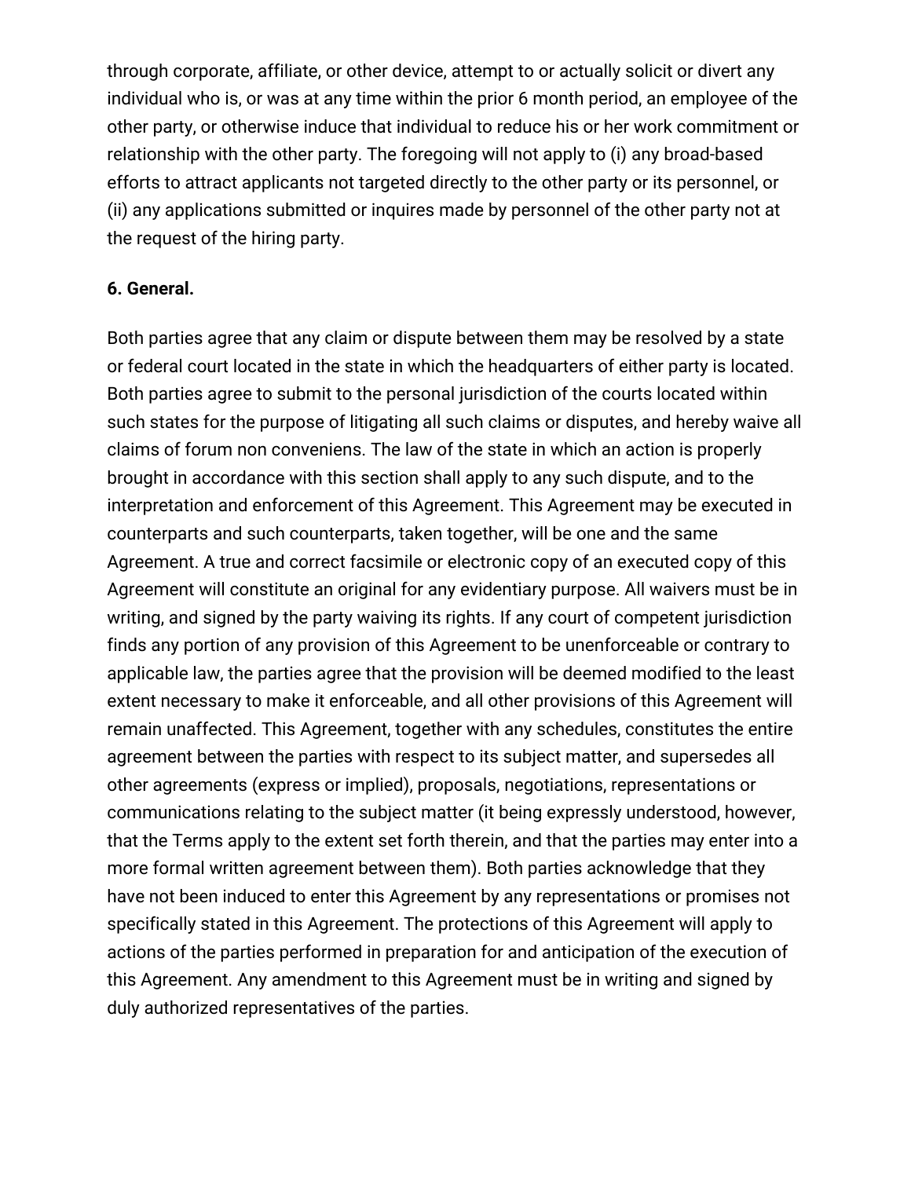through corporate, affiliate, or other device, attempt to or actually solicit or divert any individual who is, or was at any time within the prior 6 month period, an employee of the other party, or otherwise induce that individual to reduce his or her work commitment or relationship with the other party. The foregoing will not apply to (i) any broad-based efforts to attract applicants not targeted directly to the other party or its personnel, or (ii) any applications submitted or inquires made by personnel of the other party not at the request of the hiring party.

**6. General.**

Both parties agree that any claim or dispute between them may be resolved by a state or federal court located in the state in which the headquarters of either party is located. Both parties agree to submit to the personal jurisdiction of the courts located within such states for the purpose of litigating all such claims or disputes, and hereby waive all claims of forum non conveniens. The law of the state in which an action is properly brought in accordance with this section shall apply to any such dispute, and to the interpretation and enforcement of this Agreement. This Agreement may be executed in counterparts and such counterparts, taken together, will be one and the same Agreement. A true and correct facsimile or electronic copy of an executed copy of this Agreement will constitute an original for any evidentiary purpose. All waivers must be in writing, and signed by the party waiving its rights. If any court of competent jurisdiction finds any portion of any provision of this Agreement to be unenforceable or contrary to applicable law, the parties agree that the provision will be deemed modified to the least extent necessary to make it enforceable, and all other provisions of this Agreement will remain unaffected. This Agreement, together with any schedules, constitutes the entire agreement between the parties with respect to its subject matter, and supersedes all other agreements (express or implied), proposals, negotiations, representations or communications relating to the subject matter (it being expressly understood, however, that the Terms apply to the extent set forth therein, and that the parties may enter into a more formal written agreement between them). Both parties acknowledge that they have not been induced to enter this Agreement by any representations or promises not specifically stated in this Agreement. The protections of this Agreement will apply to actions of the parties performed in preparation for and anticipation of the execution of this Agreement. Any amendment to this Agreement must be in writing and signed by duly authorized representatives of the parties.